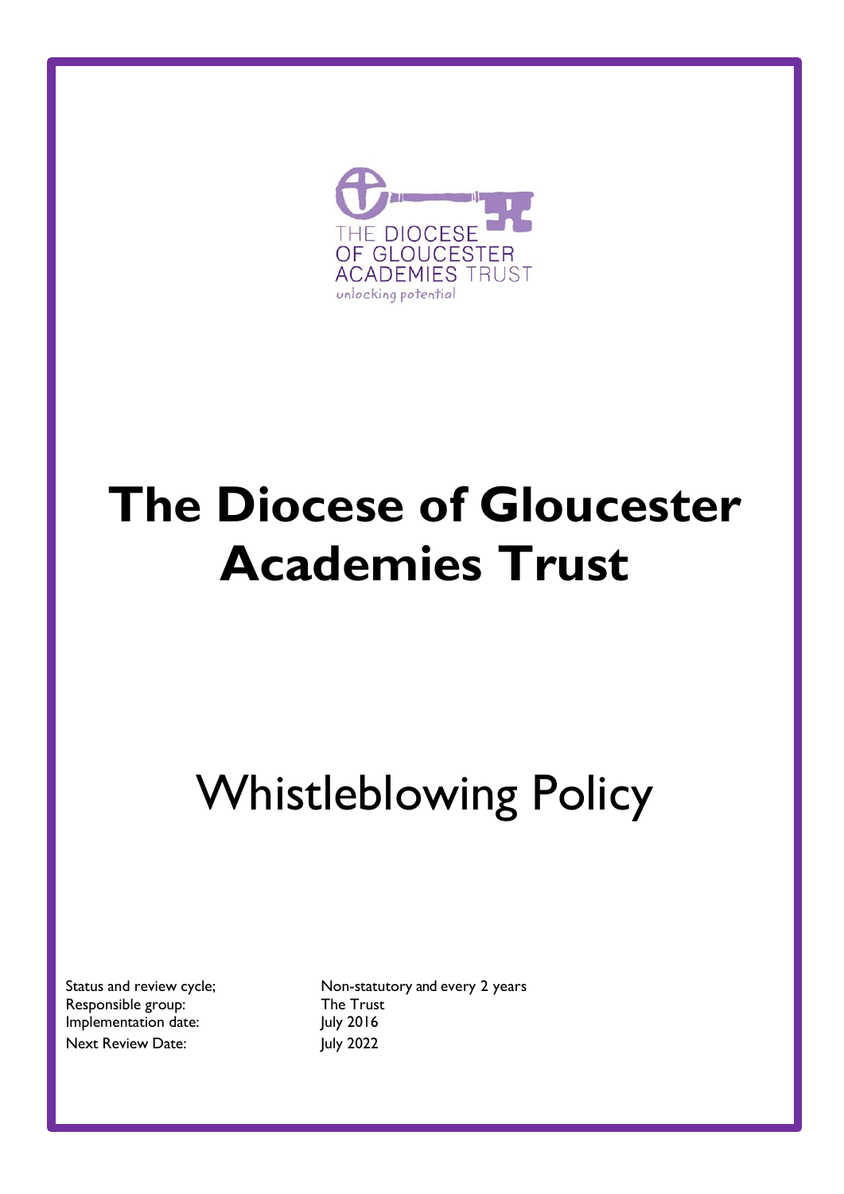# The Diocese of Gloucester Academies Trust

## Whistleblowing Policy

| | |
|---|---|
| Status and review cycle; | Non-statutory and every 2 years |
| Responsible group: | The Trust |
| Implementation date: | July 2016 |
| Next Review Date: | July 2022 |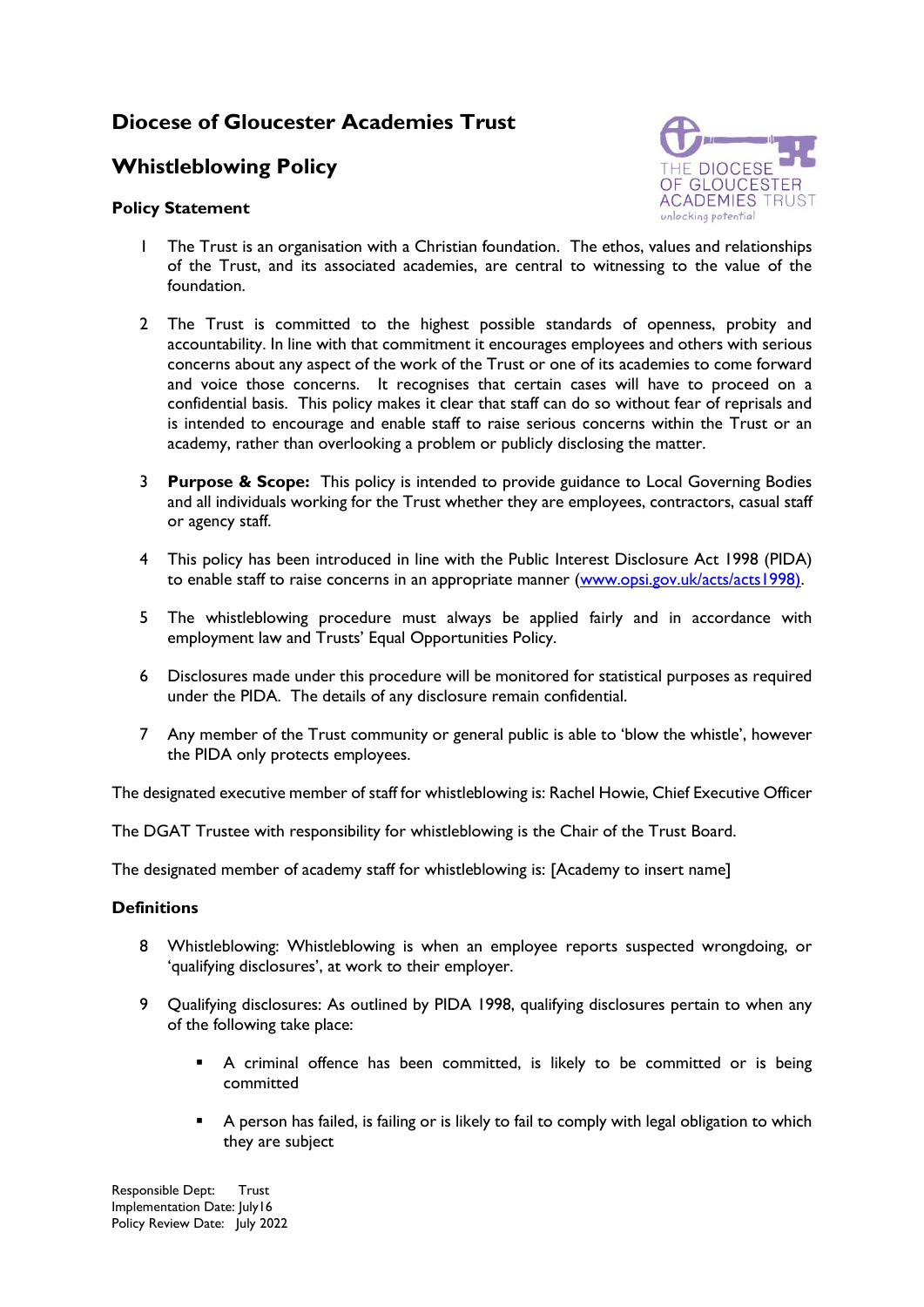# Diocese of Gloucester Academies Trust

## Whistleblowing Policy

### Policy Statement

1 The Trust is an organisation with a Christian foundation. The ethos, values and relationships of the Trust, and its associated academies, are central to witnessing to the value of the foundation.

2 The Trust is committed to the highest possible standards of openness, probity and accountability. In line with that commitment it encourages employees and others with serious concerns about any aspect of the work of the Trust or one of its academies to come forward and voice those concerns. It recognises that certain cases will have to proceed on a confidential basis. This policy makes it clear that staff can do so without fear of reprisals and is intended to encourage and enable staff to raise serious concerns within the Trust or an academy, rather than overlooking a problem or publicly disclosing the matter.

3 **Purpose & Scope:** This policy is intended to provide guidance to Local Governing Bodies and all individuals working for the Trust whether they are employees, contractors, casual staff or agency staff.

4 This policy has been introduced in line with the Public Interest Disclosure Act 1998 (PIDA) to enable staff to raise concerns in an appropriate manner (www.opsi.gov.uk/acts/acts1998).

5 The whistleblowing procedure must always be applied fairly and in accordance with employment law and Trusts' Equal Opportunities Policy.

6 Disclosures made under this procedure will be monitored for statistical purposes as required under the PIDA. The details of any disclosure remain confidential.

7 Any member of the Trust community or general public is able to 'blow the whistle', however the PIDA only protects employees.

The designated executive member of staff for whistleblowing is: Rachel Howie, Chief Executive Officer

The DGAT Trustee with responsibility for whistleblowing is the Chair of the Trust Board.

The designated member of academy staff for whistleblowing is: [Academy to insert name]

### Definitions

8 Whistleblowing: Whistleblowing is when an employee reports suspected wrongdoing, or 'qualifying disclosures', at work to their employer.

9 Qualifying disclosures: As outlined by PIDA 1998, qualifying disclosures pertain to when any of the following take place:

- A criminal offence has been committed, is likely to be committed or is being committed
- A person has failed, is failing or is likely to fail to comply with legal obligation to which they are subject

Responsible Dept: Trust
Implementation Date: July16
Policy Review Date: July 2022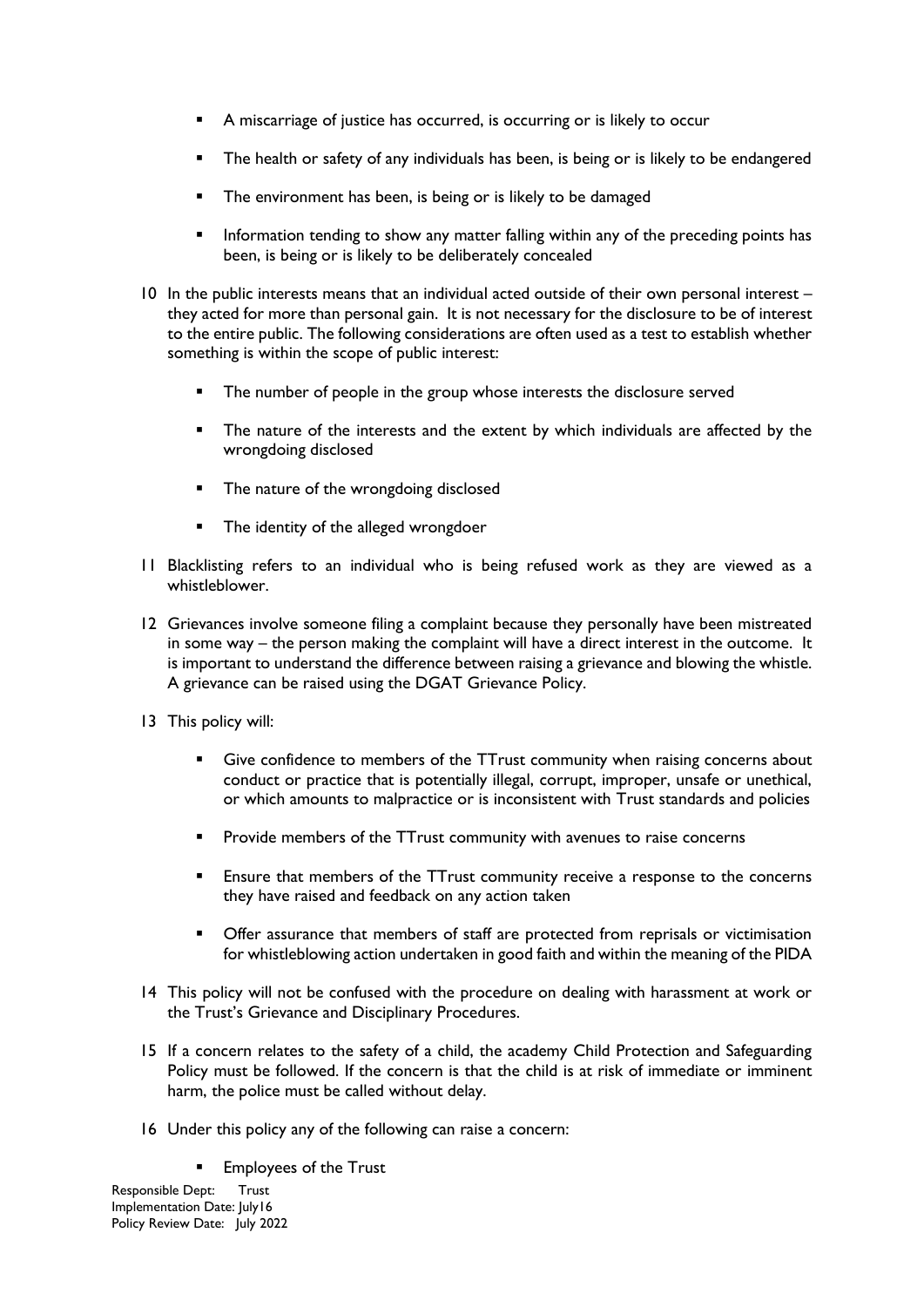- A miscarriage of justice has occurred, is occurring or is likely to occur
- The health or safety of any individuals has been, is being or is likely to be endangered
- The environment has been, is being or is likely to be damaged
- Information tending to show any matter falling within any of the preceding points has been, is being or is likely to be deliberately concealed

10 In the public interests means that an individual acted outside of their own personal interest – they acted for more than personal gain. It is not necessary for the disclosure to be of interest to the entire public. The following considerations are often used as a test to establish whether something is within the scope of public interest:

- The number of people in the group whose interests the disclosure served
- The nature of the interests and the extent by which individuals are affected by the wrongdoing disclosed
- The nature of the wrongdoing disclosed
- The identity of the alleged wrongdoer

11 Blacklisting refers to an individual who is being refused work as they are viewed as a whistleblower.

12 Grievances involve someone filing a complaint because they personally have been mistreated in some way – the person making the complaint will have a direct interest in the outcome. It is important to understand the difference between raising a grievance and blowing the whistle. A grievance can be raised using the DGAT Grievance Policy.

13 This policy will:

- Give confidence to members of the TTrust community when raising concerns about conduct or practice that is potentially illegal, corrupt, improper, unsafe or unethical, or which amounts to malpractice or is inconsistent with Trust standards and policies
- Provide members of the TTrust community with avenues to raise concerns
- Ensure that members of the TTrust community receive a response to the concerns they have raised and feedback on any action taken
- Offer assurance that members of staff are protected from reprisals or victimisation for whistleblowing action undertaken in good faith and within the meaning of the PIDA

14 This policy will not be confused with the procedure on dealing with harassment at work or the Trust's Grievance and Disciplinary Procedures.

15 If a concern relates to the safety of a child, the academy Child Protection and Safeguarding Policy must be followed. If the concern is that the child is at risk of immediate or imminent harm, the police must be called without delay.

16 Under this policy any of the following can raise a concern:

- Employees of the Trust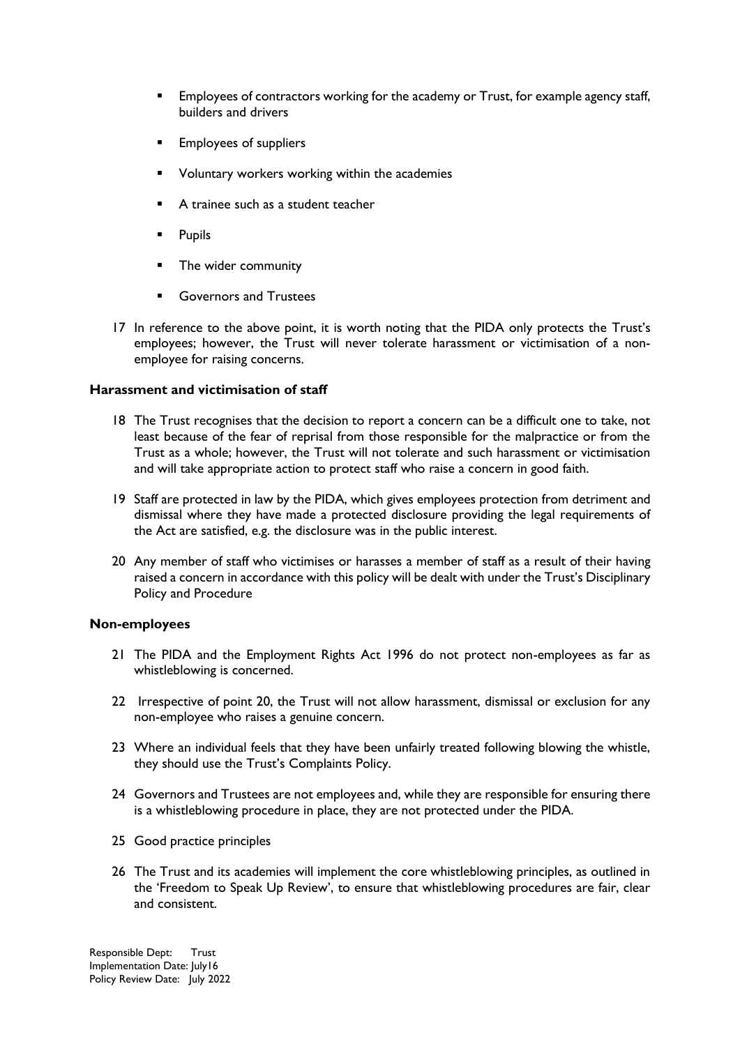- Employees of contractors working for the academy or Trust, for example agency staff, builders and drivers
- Employees of suppliers
- Voluntary workers working within the academies
- A trainee such as a student teacher
- Pupils
- The wider community
- Governors and Trustees

17 In reference to the above point, it is worth noting that the PIDA only protects the Trust's employees; however, the Trust will never tolerate harassment or victimisation of a non-employee for raising concerns.

**Harassment and victimisation of staff**

18 The Trust recognises that the decision to report a concern can be a difficult one to take, not least because of the fear of reprisal from those responsible for the malpractice or from the Trust as a whole; however, the Trust will not tolerate and such harassment or victimisation and will take appropriate action to protect staff who raise a concern in good faith.

19 Staff are protected in law by the PIDA, which gives employees protection from detriment and dismissal where they have made a protected disclosure providing the legal requirements of the Act are satisfied, e.g. the disclosure was in the public interest.

20 Any member of staff who victimises or harasses a member of staff as a result of their having raised a concern in accordance with this policy will be dealt with under the Trust's Disciplinary Policy and Procedure

**Non-employees**

21 The PIDA and the Employment Rights Act 1996 do not protect non-employees as far as whistleblowing is concerned.

22 Irrespective of point 20, the Trust will not allow harassment, dismissal or exclusion for any non-employee who raises a genuine concern.

23 Where an individual feels that they have been unfairly treated following blowing the whistle, they should use the Trust's Complaints Policy.

24 Governors and Trustees are not employees and, while they are responsible for ensuring there is a whistleblowing procedure in place, they are not protected under the PIDA.

25 Good practice principles

26 The Trust and its academies will implement the core whistleblowing principles, as outlined in the 'Freedom to Speak Up Review', to ensure that whistleblowing procedures are fair, clear and consistent.

Responsible Dept: Trust
Implementation Date: July16
Policy Review Date: July 2022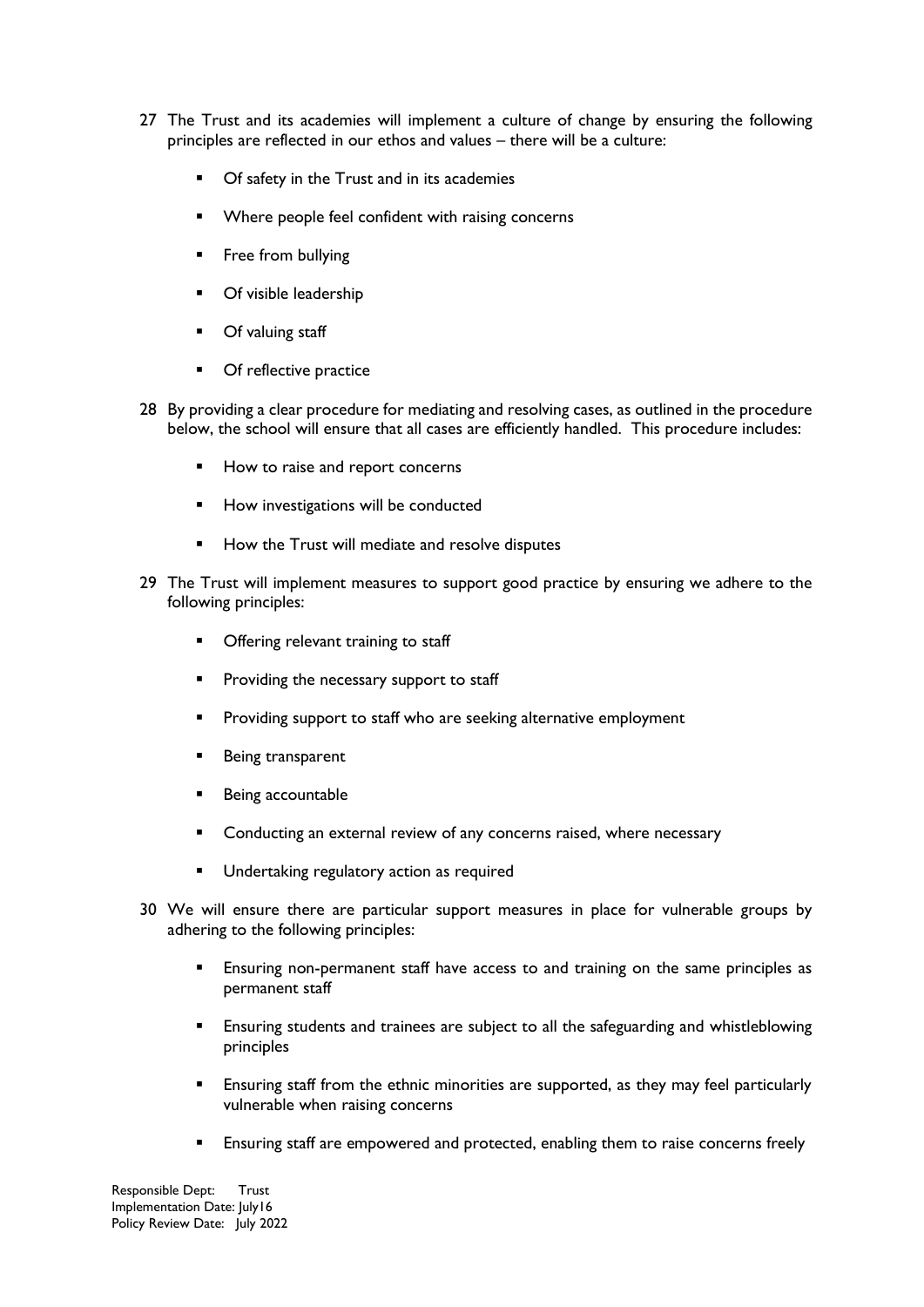27 The Trust and its academies will implement a culture of change by ensuring the following principles are reflected in our ethos and values – there will be a culture:

- Of safety in the Trust and in its academies
- Where people feel confident with raising concerns
- Free from bullying
- Of visible leadership
- Of valuing staff
- Of reflective practice

28 By providing a clear procedure for mediating and resolving cases, as outlined in the procedure below, the school will ensure that all cases are efficiently handled. This procedure includes:

- How to raise and report concerns
- How investigations will be conducted
- How the Trust will mediate and resolve disputes

29 The Trust will implement measures to support good practice by ensuring we adhere to the following principles:

- Offering relevant training to staff
- Providing the necessary support to staff
- Providing support to staff who are seeking alternative employment
- Being transparent
- Being accountable
- Conducting an external review of any concerns raised, where necessary
- Undertaking regulatory action as required

30 We will ensure there are particular support measures in place for vulnerable groups by adhering to the following principles:

- Ensuring non-permanent staff have access to and training on the same principles as permanent staff
- Ensuring students and trainees are subject to all the safeguarding and whistleblowing principles
- Ensuring staff from the ethnic minorities are supported, as they may feel particularly vulnerable when raising concerns
- Ensuring staff are empowered and protected, enabling them to raise concerns freely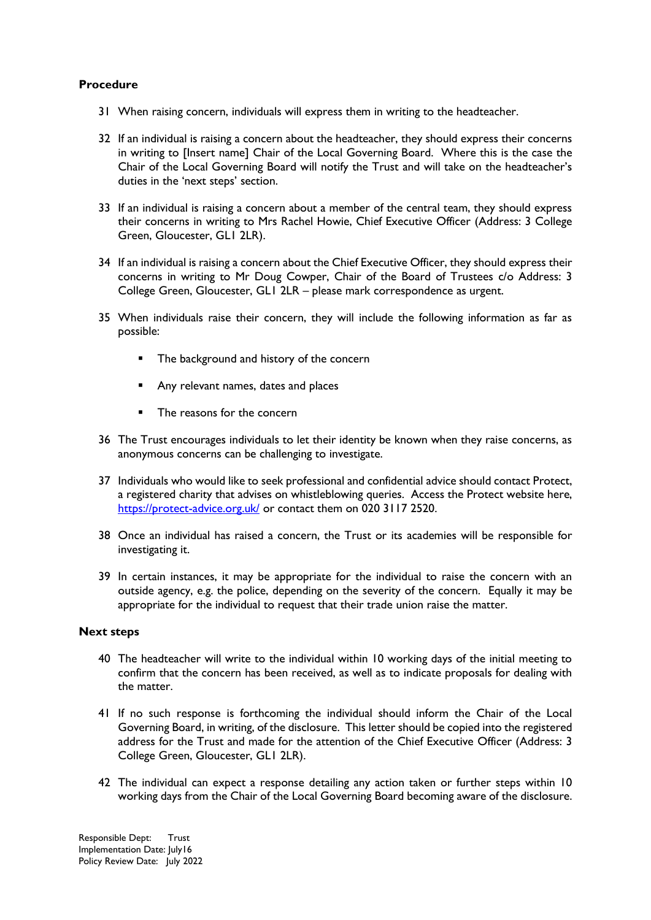**Procedure**

31 When raising concern, individuals will express them in writing to the headteacher.

32 If an individual is raising a concern about the headteacher, they should express their concerns in writing to [Insert name] Chair of the Local Governing Board. Where this is the case the Chair of the Local Governing Board will notify the Trust and will take on the headteacher's duties in the 'next steps' section.

33 If an individual is raising a concern about a member of the central team, they should express their concerns in writing to Mrs Rachel Howie, Chief Executive Officer (Address: 3 College Green, Gloucester, GL1 2LR).

34 If an individual is raising a concern about the Chief Executive Officer, they should express their concerns in writing to Mr Doug Cowper, Chair of the Board of Trustees c/o Address: 3 College Green, Gloucester, GL1 2LR – please mark correspondence as urgent.

35 When individuals raise their concern, they will include the following information as far as possible:

- The background and history of the concern
- Any relevant names, dates and places
- The reasons for the concern

36 The Trust encourages individuals to let their identity be known when they raise concerns, as anonymous concerns can be challenging to investigate.

37 Individuals who would like to seek professional and confidential advice should contact Protect, a registered charity that advises on whistleblowing queries. Access the Protect website here, https://protect-advice.org.uk/ or contact them on 020 3117 2520.

38 Once an individual has raised a concern, the Trust or its academies will be responsible for investigating it.

39 In certain instances, it may be appropriate for the individual to raise the concern with an outside agency, e.g. the police, depending on the severity of the concern. Equally it may be appropriate for the individual to request that their trade union raise the matter.

**Next steps**

40 The headteacher will write to the individual within 10 working days of the initial meeting to confirm that the concern has been received, as well as to indicate proposals for dealing with the matter.

41 If no such response is forthcoming the individual should inform the Chair of the Local Governing Board, in writing, of the disclosure. This letter should be copied into the registered address for the Trust and made for the attention of the Chief Executive Officer (Address: 3 College Green, Gloucester, GL1 2LR).

42 The individual can expect a response detailing any action taken or further steps within 10 working days from the Chair of the Local Governing Board becoming aware of the disclosure.

Responsible Dept: Trust
Implementation Date: July16
Policy Review Date: July 2022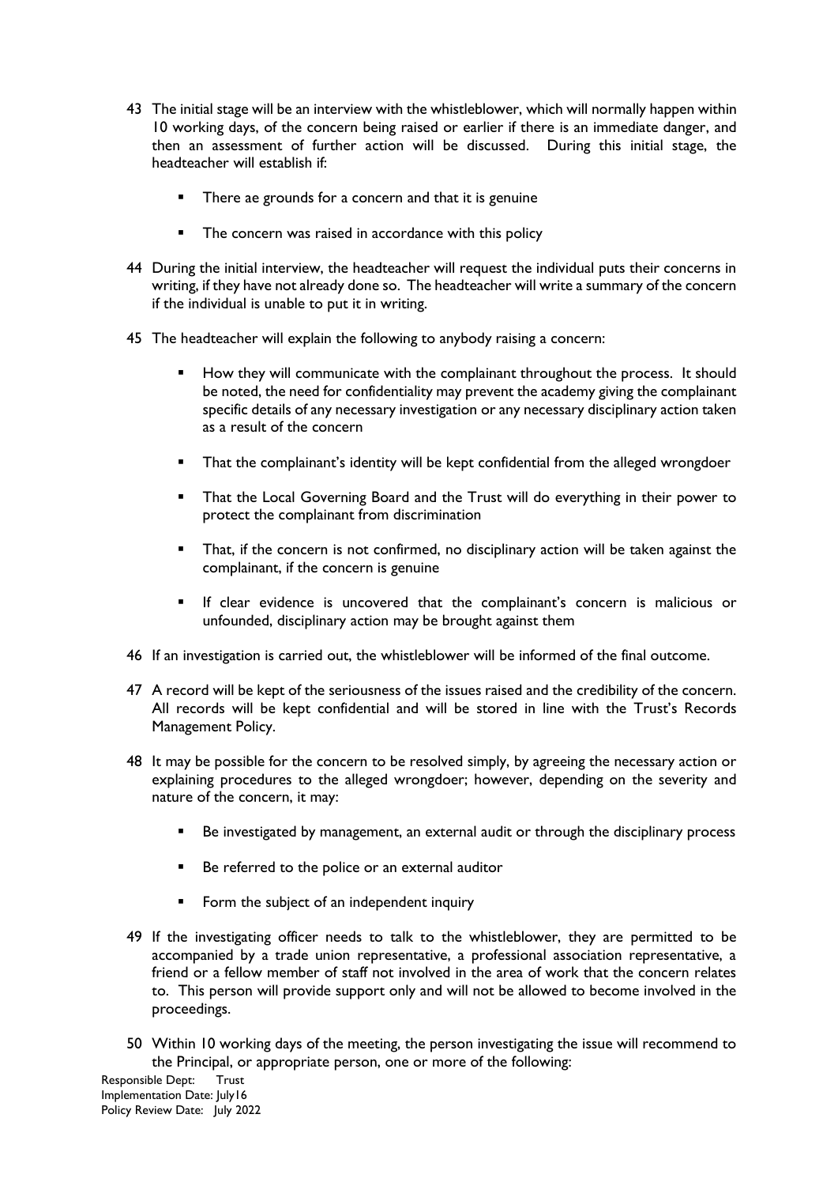43 The initial stage will be an interview with the whistleblower, which will normally happen within 10 working days, of the concern being raised or earlier if there is an immediate danger, and then an assessment of further action will be discussed. During this initial stage, the headteacher will establish if:

- There ae grounds for a concern and that it is genuine
- The concern was raised in accordance with this policy

44 During the initial interview, the headteacher will request the individual puts their concerns in writing, if they have not already done so. The headteacher will write a summary of the concern if the individual is unable to put it in writing.

45 The headteacher will explain the following to anybody raising a concern:

- How they will communicate with the complainant throughout the process. It should be noted, the need for confidentiality may prevent the academy giving the complainant specific details of any necessary investigation or any necessary disciplinary action taken as a result of the concern
- That the complainant's identity will be kept confidential from the alleged wrongdoer
- That the Local Governing Board and the Trust will do everything in their power to protect the complainant from discrimination
- That, if the concern is not confirmed, no disciplinary action will be taken against the complainant, if the concern is genuine
- If clear evidence is uncovered that the complainant's concern is malicious or unfounded, disciplinary action may be brought against them

46 If an investigation is carried out, the whistleblower will be informed of the final outcome.

47 A record will be kept of the seriousness of the issues raised and the credibility of the concern. All records will be kept confidential and will be stored in line with the Trust's Records Management Policy.

48 It may be possible for the concern to be resolved simply, by agreeing the necessary action or explaining procedures to the alleged wrongdoer; however, depending on the severity and nature of the concern, it may:

- Be investigated by management, an external audit or through the disciplinary process
- Be referred to the police or an external auditor
- Form the subject of an independent inquiry

49 If the investigating officer needs to talk to the whistleblower, they are permitted to be accompanied by a trade union representative, a professional association representative, a friend or a fellow member of staff not involved in the area of work that the concern relates to. This person will provide support only and will not be allowed to become involved in the proceedings.

50 Within 10 working days of the meeting, the person investigating the issue will recommend to the Principal, or appropriate person, one or more of the following: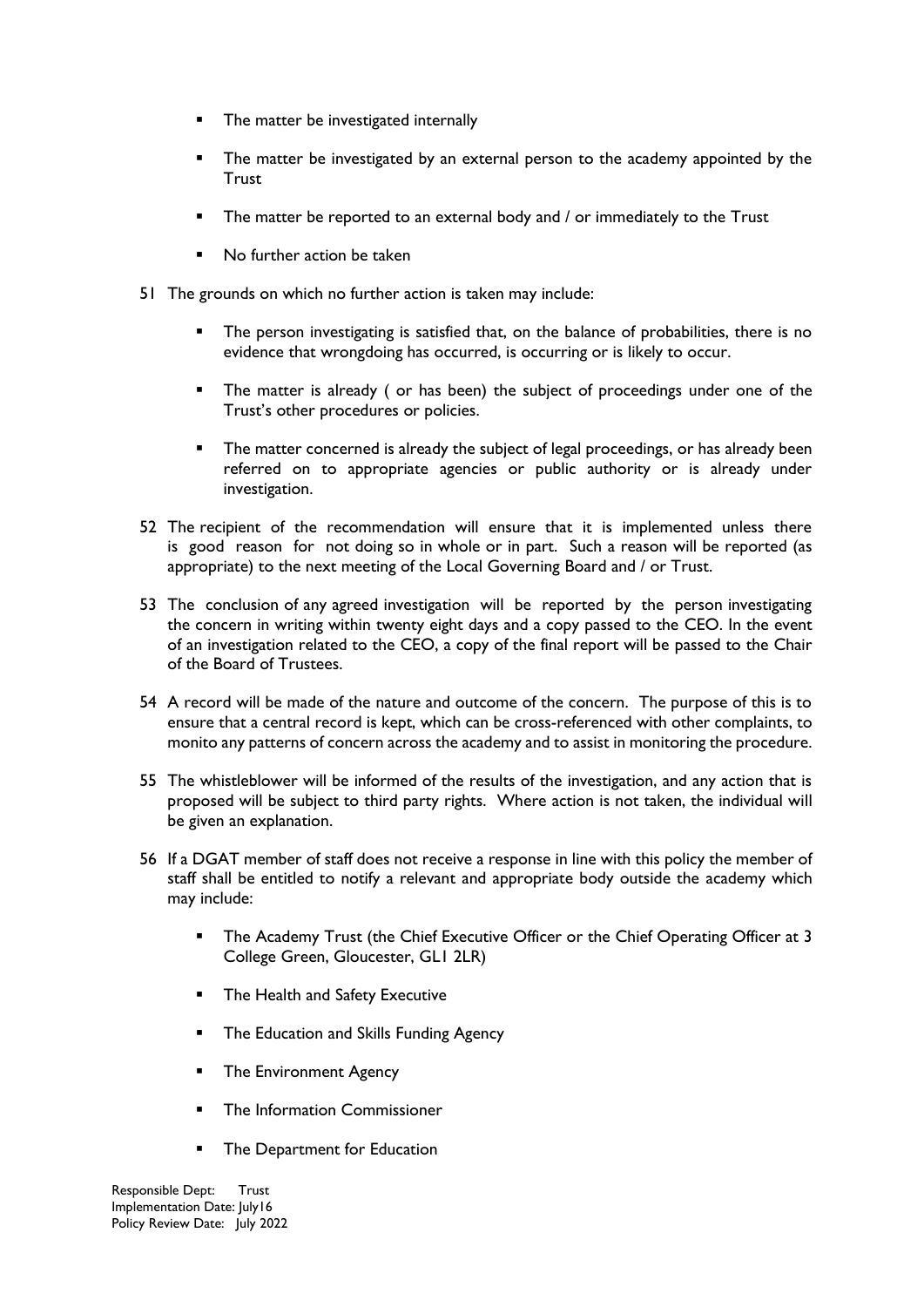- The matter be investigated internally
- The matter be investigated by an external person to the academy appointed by the Trust
- The matter be reported to an external body and / or immediately to the Trust
- No further action be taken

51 The grounds on which no further action is taken may include:

- The person investigating is satisfied that, on the balance of probabilities, there is no evidence that wrongdoing has occurred, is occurring or is likely to occur.
- The matter is already ( or has been) the subject of proceedings under one of the Trust's other procedures or policies.
- The matter concerned is already the subject of legal proceedings, or has already been referred on to appropriate agencies or public authority or is already under investigation.

52 The recipient of the recommendation will ensure that it is implemented unless there is good reason for not doing so in whole or in part. Such a reason will be reported (as appropriate) to the next meeting of the Local Governing Board and / or Trust.

53 The conclusion of any agreed investigation will be reported by the person investigating the concern in writing within twenty eight days and a copy passed to the CEO. In the event of an investigation related to the CEO, a copy of the final report will be passed to the Chair of the Board of Trustees.

54 A record will be made of the nature and outcome of the concern. The purpose of this is to ensure that a central record is kept, which can be cross-referenced with other complaints, to monito any patterns of concern across the academy and to assist in monitoring the procedure.

55 The whistleblower will be informed of the results of the investigation, and any action that is proposed will be subject to third party rights. Where action is not taken, the individual will be given an explanation.

56 If a DGAT member of staff does not receive a response in line with this policy the member of staff shall be entitled to notify a relevant and appropriate body outside the academy which may include:

- The Academy Trust (the Chief Executive Officer or the Chief Operating Officer at 3 College Green, Gloucester, GL1 2LR)
- The Health and Safety Executive
- The Education and Skills Funding Agency
- The Environment Agency
- The Information Commissioner
- The Department for Education

Responsible Dept: Trust
Implementation Date: July16
Policy Review Date: July 2022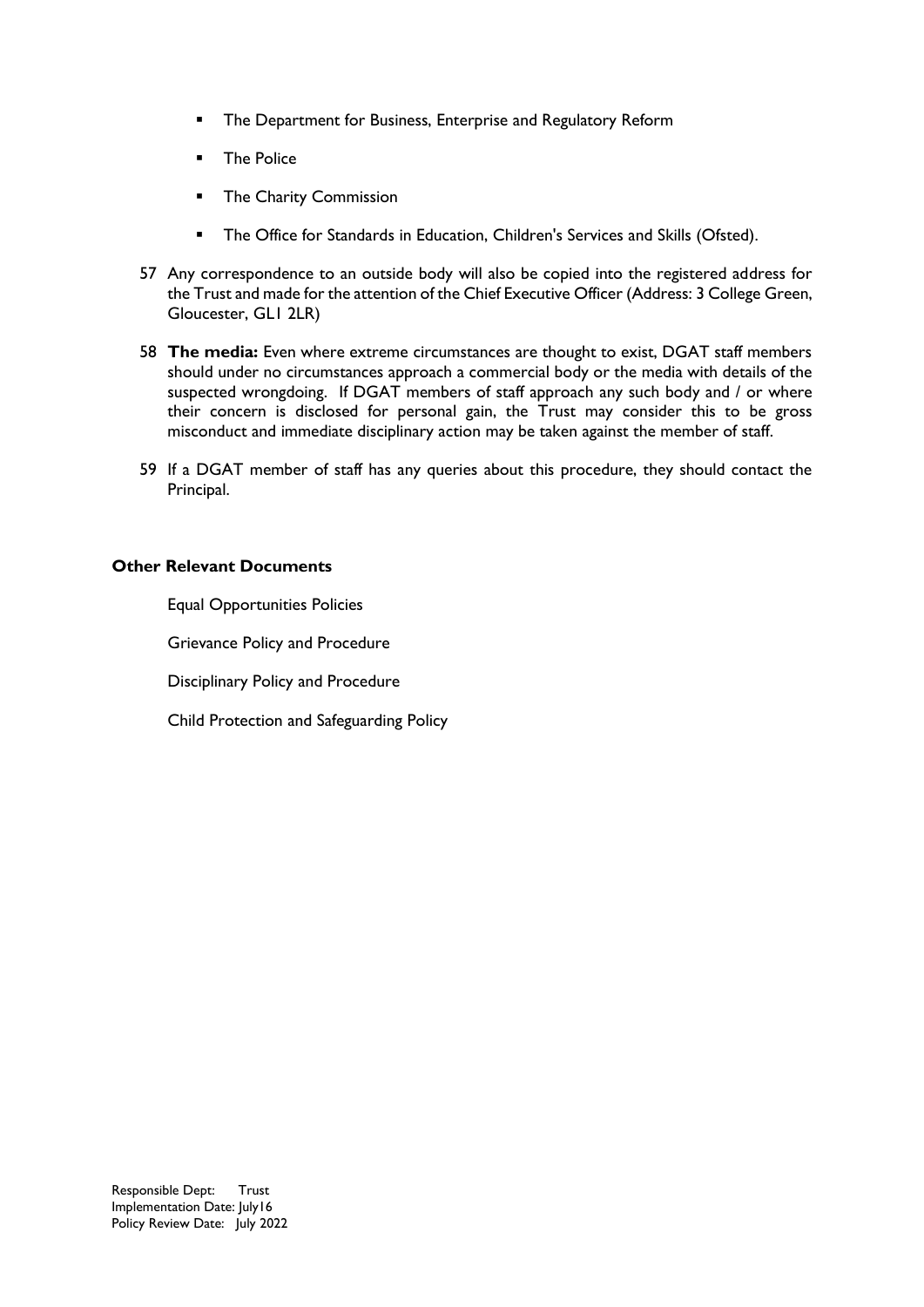- The Department for Business, Enterprise and Regulatory Reform
- The Police
- The Charity Commission
- The Office for Standards in Education, Children's Services and Skills (Ofsted).

57 Any correspondence to an outside body will also be copied into the registered address for the Trust and made for the attention of the Chief Executive Officer (Address: 3 College Green, Gloucester, GL1 2LR)

58 **The media:** Even where extreme circumstances are thought to exist, DGAT staff members should under no circumstances approach a commercial body or the media with details of the suspected wrongdoing. If DGAT members of staff approach any such body and / or where their concern is disclosed for personal gain, the Trust may consider this to be gross misconduct and immediate disciplinary action may be taken against the member of staff.

59 If a DGAT member of staff has any queries about this procedure, they should contact the Principal.

**Other Relevant Documents**

Equal Opportunities Policies

Grievance Policy and Procedure

Disciplinary Policy and Procedure

Child Protection and Safeguarding Policy

Responsible Dept: Trust
Implementation Date: July16
Policy Review Date: July 2022